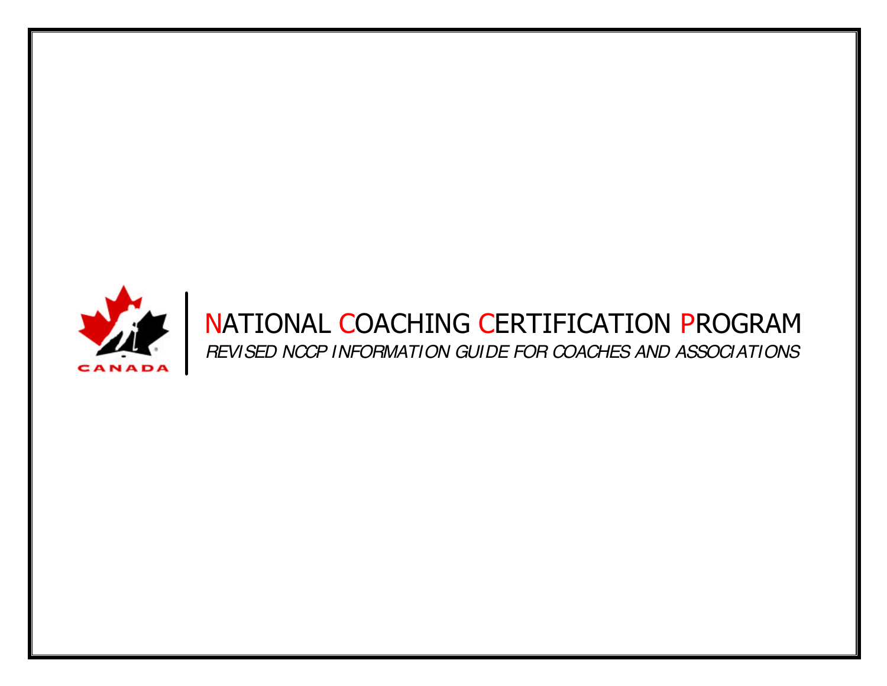# NATIONAL COACHING CERTIFICATION PROGRAM

*REVISED NCCP INFORMATION GUIDE FOR COACHES AND ASSOCIATIONS*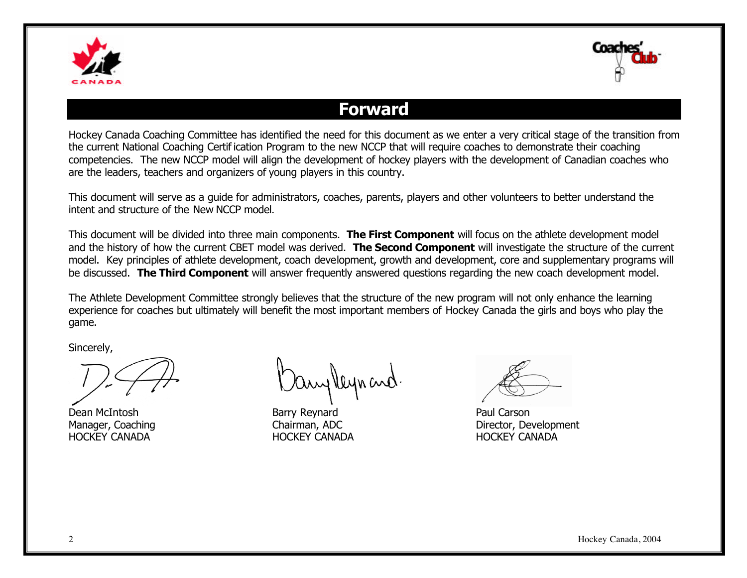# Forward

Hockey Canada Coaching Committee has identified the need for this document as we enter a very critical stage of the transition from the current National Coaching Certification Program to the new NCCP that will require coaches to demonstrate their coaching competencies. The new NCCP model will align the development of hockey players with the development of Canadian coaches who are the leaders, teachers and organizers of young players in this country.

This document will serve as a guide for administrators, coaches, parents, players and other volunteers to better understand the intent and structure of the New NCCP model.

This document will be divided into three main components. **The First Component** will focus on the athlete development model and the history of how the current CBET model was derived. **The Second Component** will investigate the structure of the current model. Key principles of athlete development, coach development, growth and development, core and supplementary programs will be discussed. **The Third Component** will answer frequently answered questions regarding the new coach development model.

The Athlete Development Committee strongly believes that the structure of the new program will not only enhance the learning experience for coaches but ultimately will benefit the most important members of Hockey Canada the girls and boys who play the game.

Sincerely,

Dean McIntosh
Manager, Coaching
HOCKEY CANADA

Barry Reynard
Chairman, ADC
HOCKEY CANADA

Paul Carson
Director, Development
HOCKEY CANADA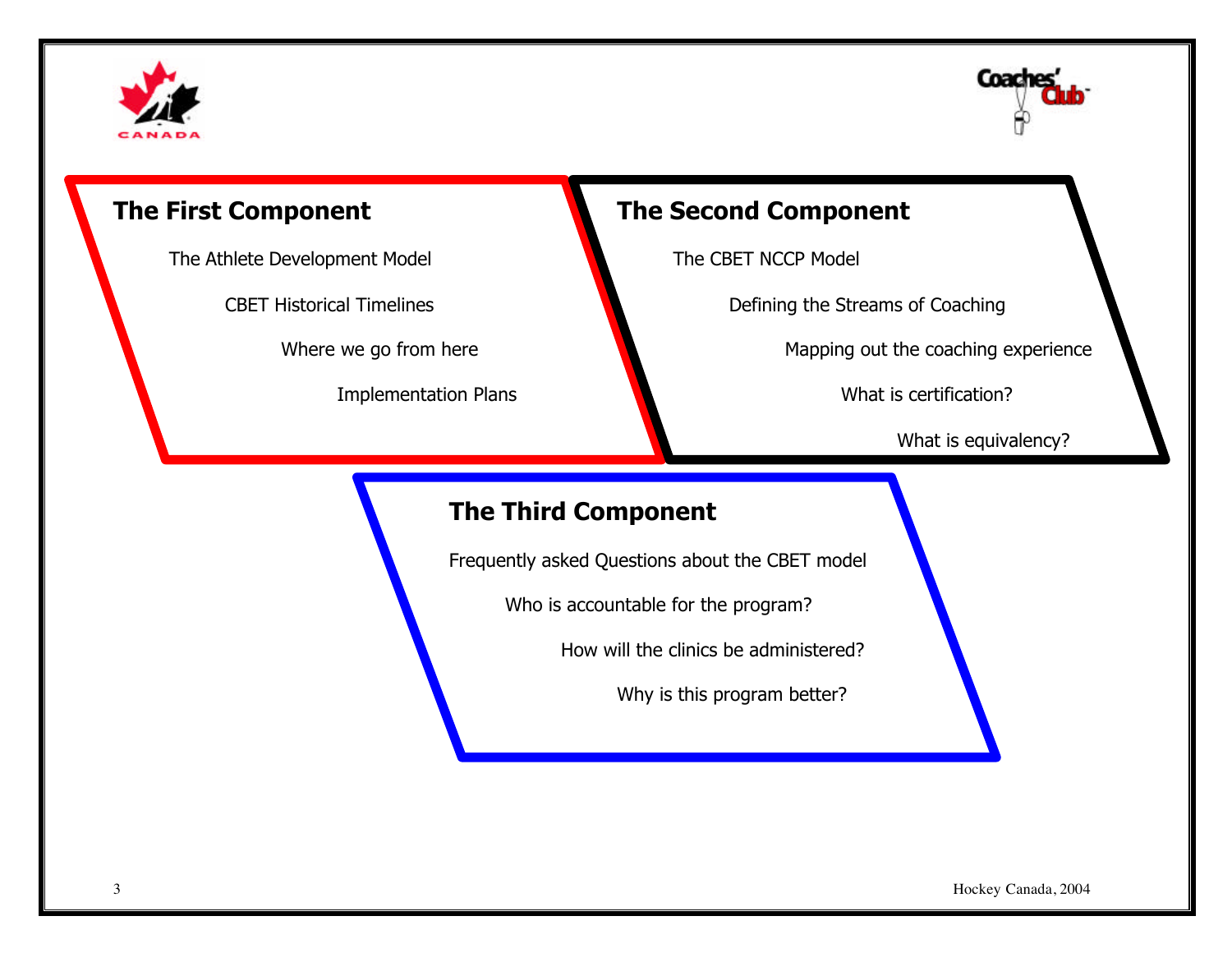## The First Component

The Athlete Development Model

CBET Historical Timelines

Where we go from here

Implementation Plans

## The Second Component

The CBET NCCP Model

Defining the Streams of Coaching

Mapping out the coaching experience

What is certification?

What is equivalency?

## The Third Component

Frequently asked Questions about the CBET model

Who is accountable for the program?

How will the clinics be administered?

Why is this program better?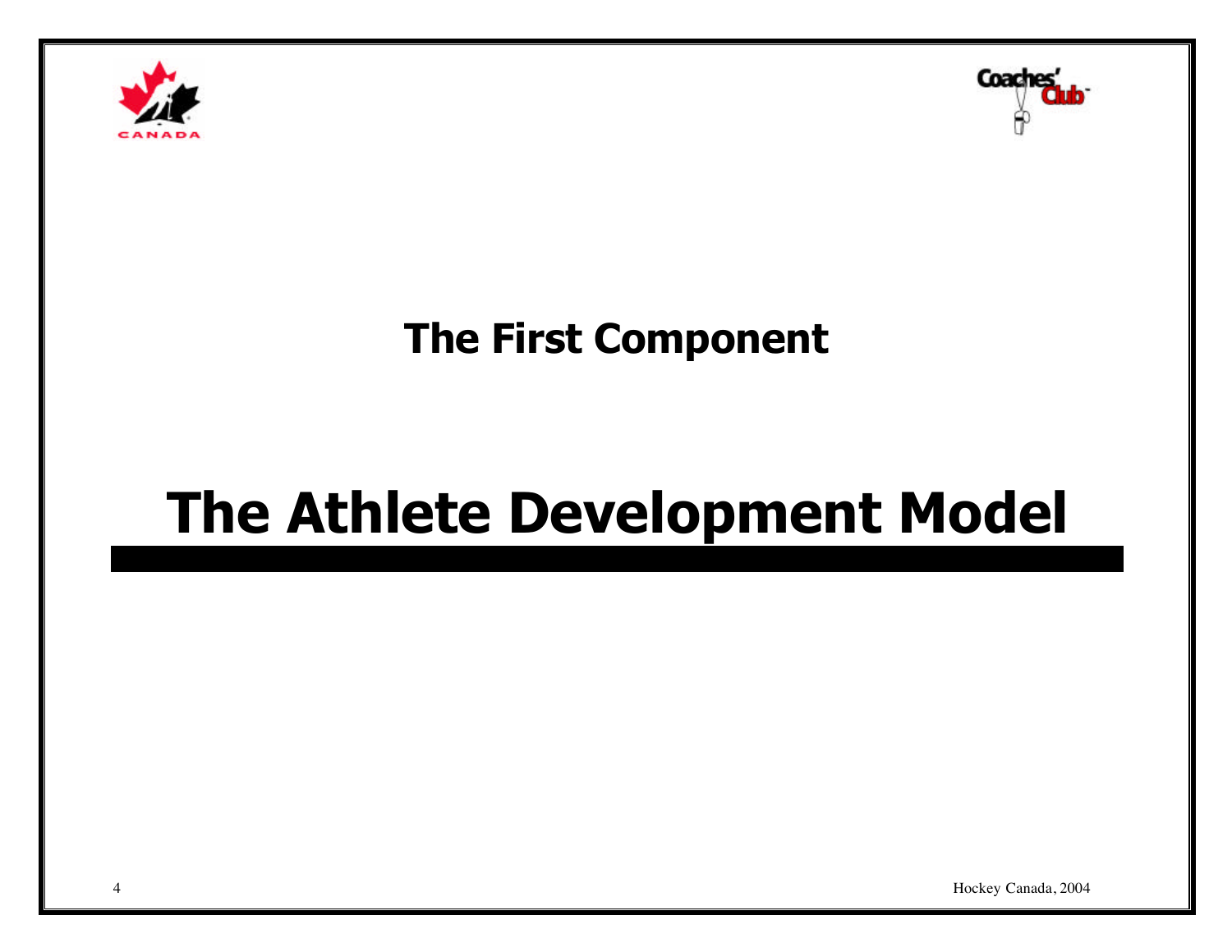## The First Component

# The Athlete Development Model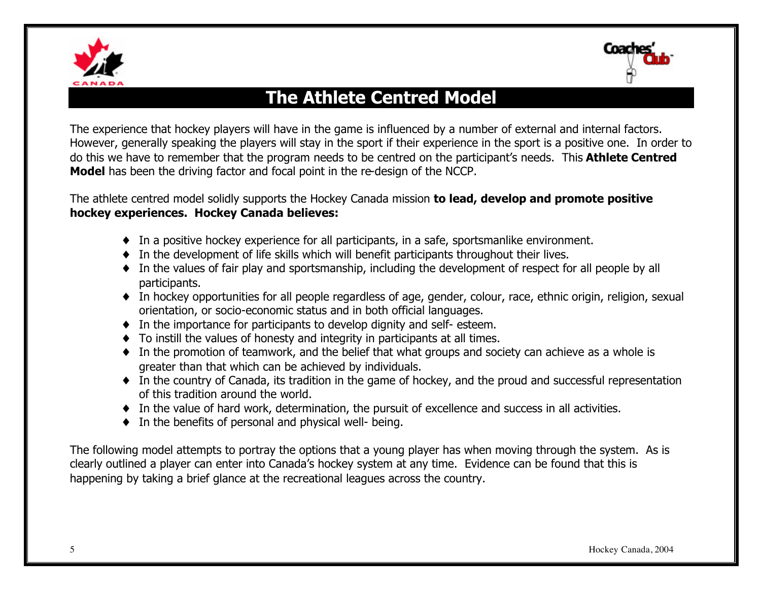# The Athlete Centred Model

The experience that hockey players will have in the game is influenced by a number of external and internal factors. However, generally speaking the players will stay in the sport if their experience in the sport is a positive one. In order to do this we have to remember that the program needs to be centred on the participant's needs. This **Athlete Centred Model** has been the driving factor and focal point in the re-design of the NCCP.

The athlete centred model solidly supports the Hockey Canada mission **to lead, develop and promote positive hockey experiences. Hockey Canada believes:**

- In a positive hockey experience for all participants, in a safe, sportsmanlike environment.
- In the development of life skills which will benefit participants throughout their lives.
- In the values of fair play and sportsmanship, including the development of respect for all people by all participants.
- In hockey opportunities for all people regardless of age, gender, colour, race, ethnic origin, religion, sexual orientation, or socio-economic status and in both official languages.
- In the importance for participants to develop dignity and self- esteem.
- To instill the values of honesty and integrity in participants at all times.
- In the promotion of teamwork, and the belief that what groups and society can achieve as a whole is greater than that which can be achieved by individuals.
- In the country of Canada, its tradition in the game of hockey, and the proud and successful representation of this tradition around the world.
- In the value of hard work, determination, the pursuit of excellence and success in all activities.
- In the benefits of personal and physical well- being.

The following model attempts to portray the options that a young player has when moving through the system. As is clearly outlined a player can enter into Canada's hockey system at any time. Evidence can be found that this is happening by taking a brief glance at the recreational leagues across the country.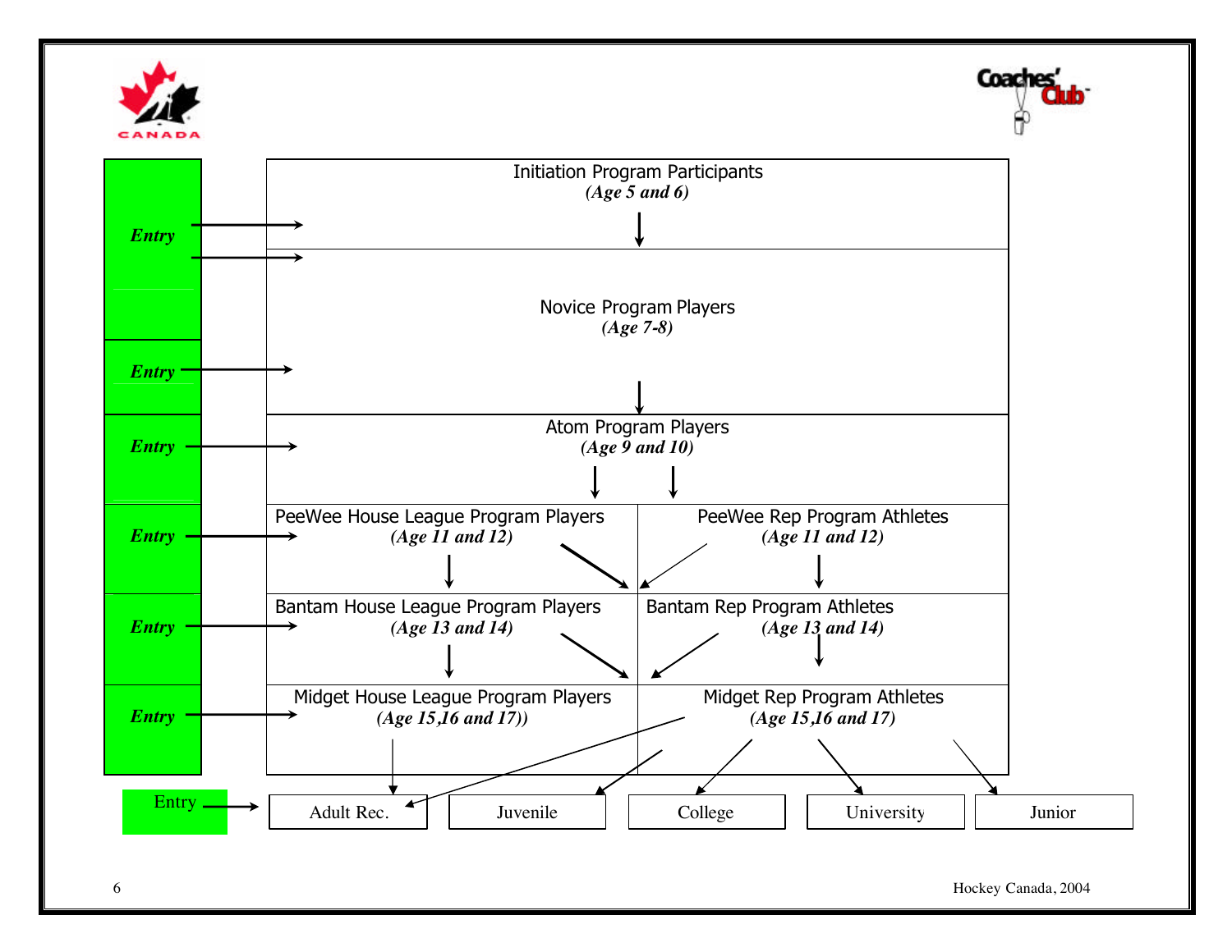Entry → Initiation Program Participants
*(Age 5 and 6)*

Entry → Novice Program Players
*(Age 7-8)*

Entry → Novice Program Players

Entry → Atom Program Players
*(Age 9 and 10)*

Entry → PeeWee House League Program Players
*(Age 11 and 12)*

PeeWee Rep Program Athletes
*(Age 11 and 12)*

Entry → Bantam House League Program Players
*(Age 13 and 14)*

Bantam Rep Program Athletes
*(Age 13 and 14)*

Entry → Midget House League Program Players
*(Age 15,16 and 17))*

Midget Rep Program Athletes
*(Age 15,16 and 17)*

Entry → Adult Rec.

- Adult Rec.
- Juvenile
- College
- University
- Junior

Hockey Canada, 2004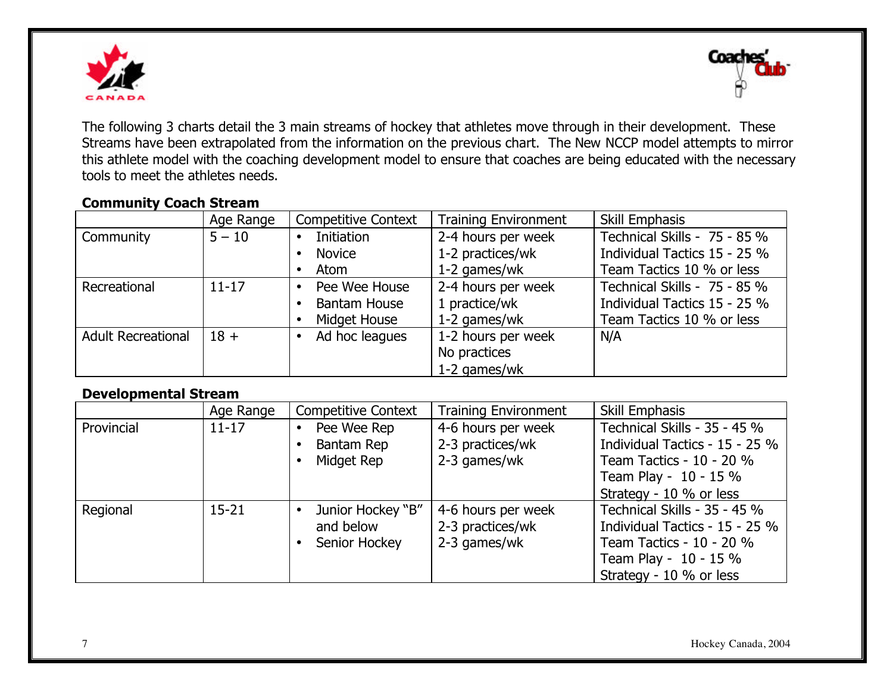The following 3 charts detail the 3 main streams of hockey that athletes move through in their development. These Streams have been extrapolated from the information on the previous chart. The New NCCP model attempts to mirror this athlete model with the coaching development model to ensure that coaches are being educated with the necessary tools to meet the athletes needs.

**Community Coach Stream**

| | Age Range | Competitive Context | Training Environment | Skill Emphasis |
|---|---|---|---|---|
| Community | 5 – 10 | • Initiation<br>• Novice<br>• Atom | 2-4 hours per week<br>1-2 practices/wk<br>1-2 games/wk | Technical Skills - 75 - 85 %<br>Individual Tactics 15 - 25 %<br>Team Tactics 10 % or less |
| Recreational | 11-17 | • Pee Wee House<br>• Bantam House<br>• Midget House | 2-4 hours per week<br>1 practice/wk<br>1-2 games/wk | Technical Skills - 75 - 85 %<br>Individual Tactics 15 - 25 %<br>Team Tactics 10 % or less |
| Adult Recreational | 18 + | • Ad hoc leagues | 1-2 hours per week<br>No practices<br>1-2 games/wk | N/A |

**Developmental Stream**

| | Age Range | Competitive Context | Training Environment | Skill Emphasis |
|---|---|---|---|---|
| Provincial | 11-17 | • Pee Wee Rep<br>• Bantam Rep<br>• Midget Rep | 4-6 hours per week<br>2-3 practices/wk<br>2-3 games/wk | Technical Skills - 35 - 45 %<br>Individual Tactics - 15 - 25 %<br>Team Tactics - 10 - 20 %<br>Team Play - 10 - 15 %<br>Strategy - 10 % or less |
| Regional | 15-21 | • Junior Hockey "B" and below<br>• Senior Hockey | 4-6 hours per week<br>2-3 practices/wk<br>2-3 games/wk | Technical Skills - 35 - 45 %<br>Individual Tactics - 15 - 25 %<br>Team Tactics - 10 - 20 %<br>Team Play - 10 - 15 %<br>Strategy - 10 % or less |

Hockey Canada, 2004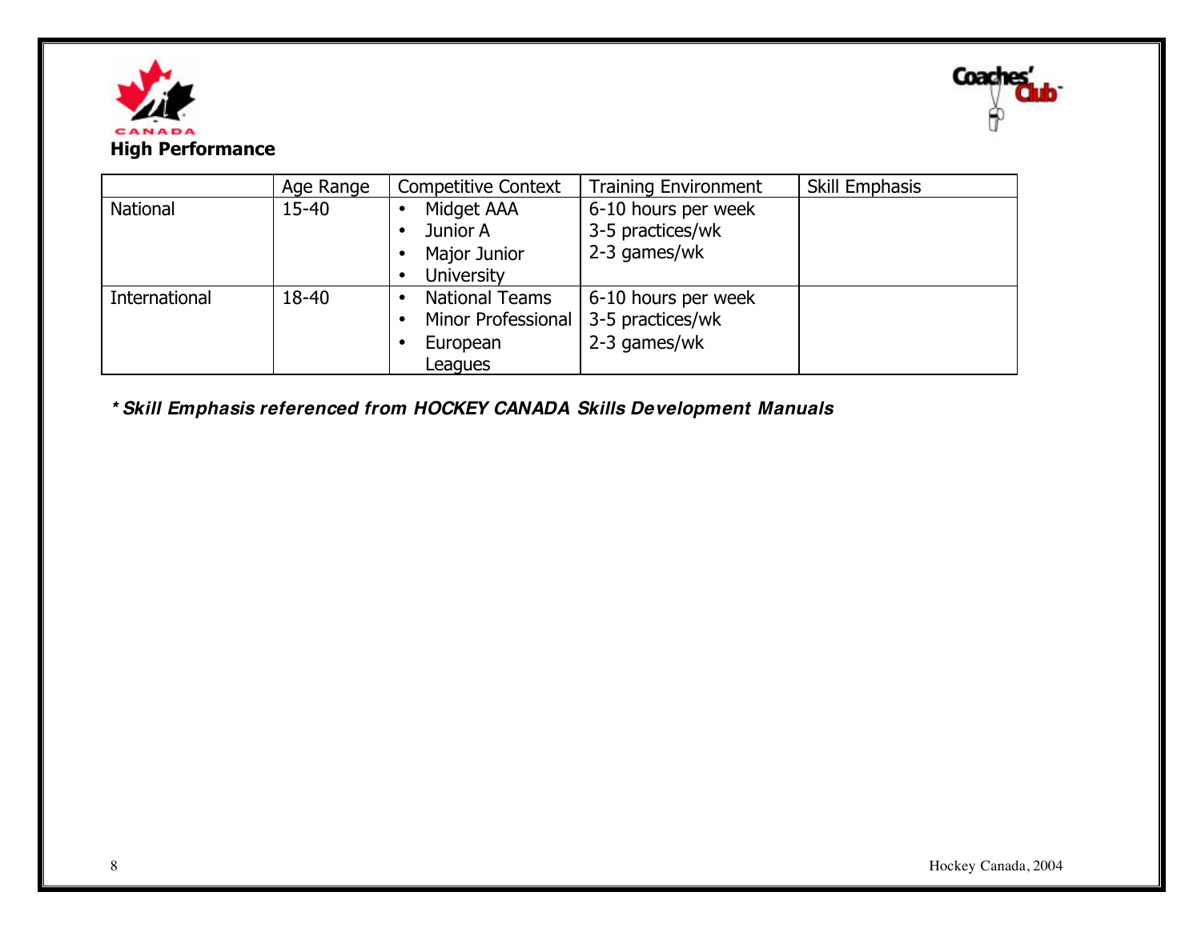**High Performance**

| | Age Range | Competitive Context | Training Environment | Skill Emphasis |
|---|---|---|---|---|
| National | 15-40 | • Midget AAA<br>• Junior A<br>• Major Junior<br>• University | 6-10 hours per week<br>3-5 practices/wk<br>2-3 games/wk | |
| International | 18-40 | • National Teams<br>• Minor Professional<br>• European Leagues | 6-10 hours per week<br>3-5 practices/wk<br>2-3 games/wk | |

***\* Skill Emphasis referenced from HOCKEY CANADA Skills Development Manuals***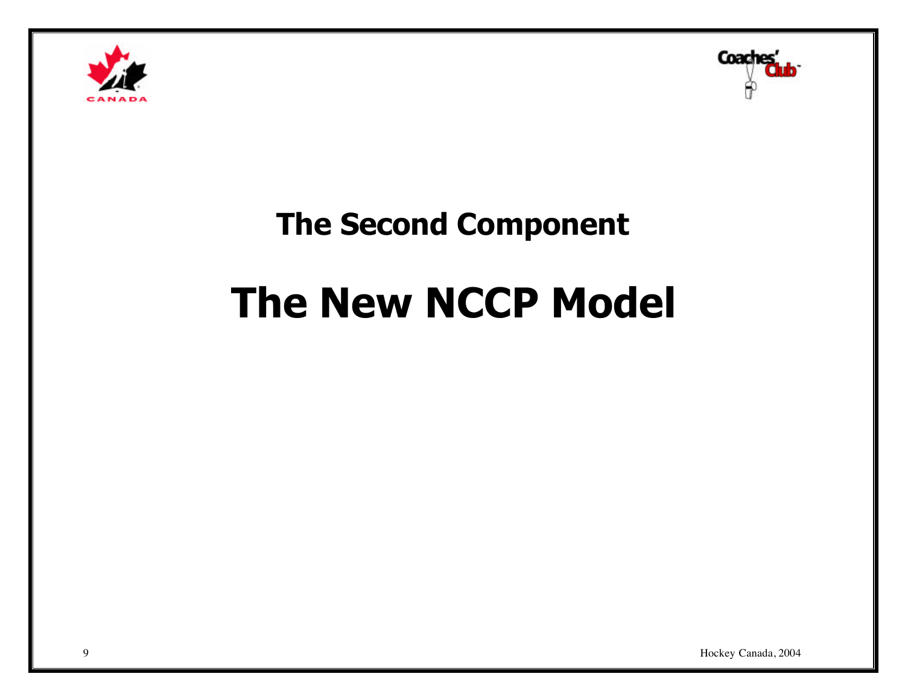## The Second Component

# The New NCCP Model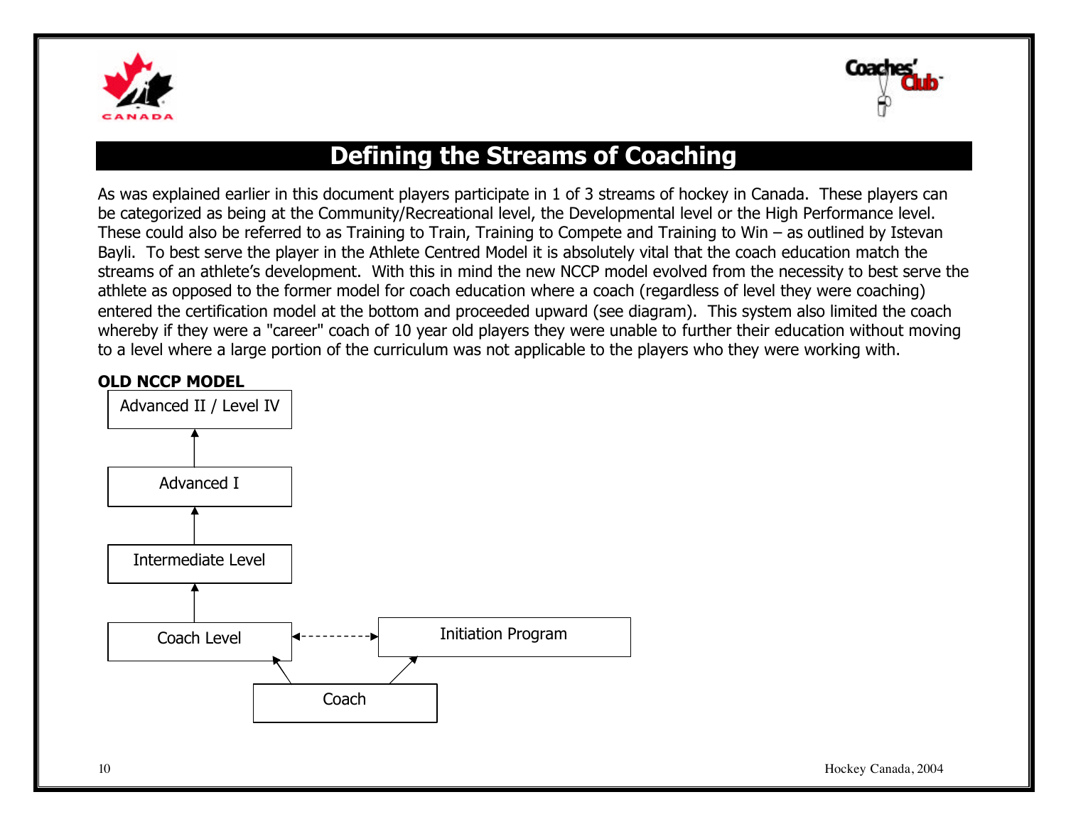# Defining the Streams of Coaching

As was explained earlier in this document players participate in 1 of 3 streams of hockey in Canada. These players can be categorized as being at the Community/Recreational level, the Developmental level or the High Performance level. These could also be referred to as Training to Train, Training to Compete and Training to Win – as outlined by Istevan Bayli. To best serve the player in the Athlete Centred Model it is absolutely vital that the coach education match the streams of an athlete's development. With this in mind the new NCCP model evolved from the necessity to best serve the athlete as opposed to the former model for coach education where a coach (regardless of level they were coaching) entered the certification model at the bottom and proceeded upward (see diagram). This system also limited the coach whereby if they were a "career" coach of 10 year old players they were unable to further their education without moving to a level where a large portion of the curriculum was not applicable to the players who they were working with.

**OLD NCCP MODEL**

Advanced II / Level IV

↑

Advanced I

↑

Intermediate Level

↑

Coach Level ←-----→ Initiation Program

↖ ↗

Coach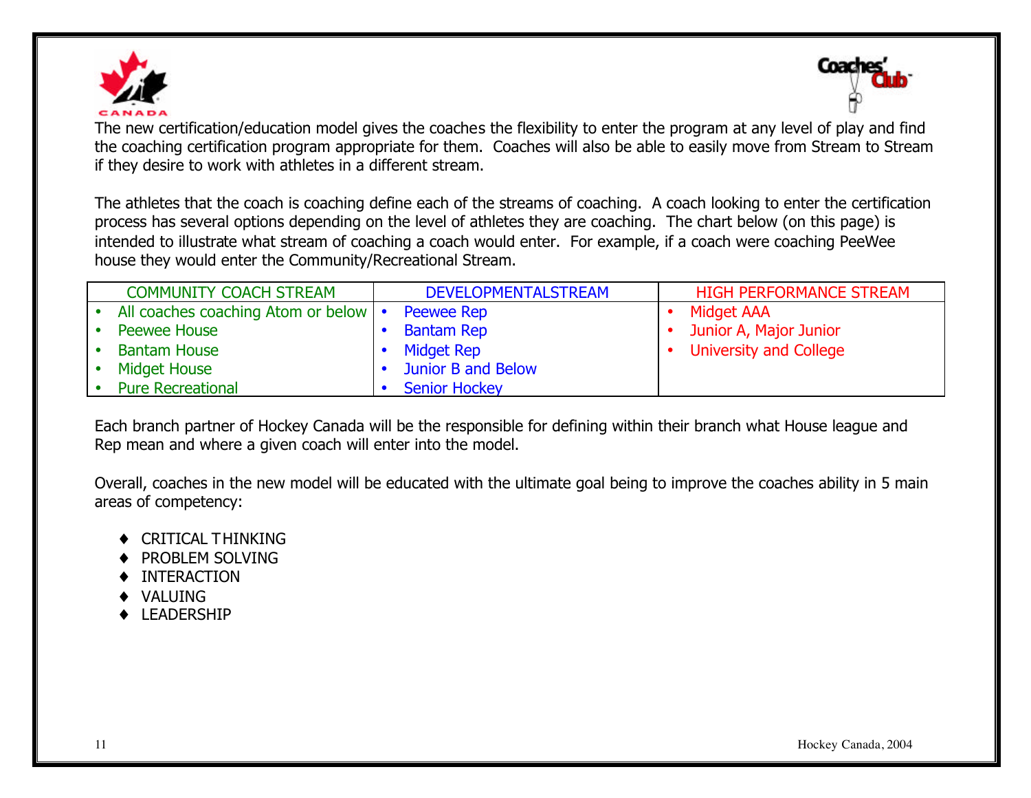The new certification/education model gives the coaches the flexibility to enter the program at any level of play and find the coaching certification program appropriate for them. Coaches will also be able to easily move from Stream to Stream if they desire to work with athletes in a different stream.

The athletes that the coach is coaching define each of the streams of coaching. A coach looking to enter the certification process has several options depending on the level of athletes they are coaching. The chart below (on this page) is intended to illustrate what stream of coaching a coach would enter. For example, if a coach were coaching PeeWee house they would enter the Community/Recreational Stream.

| COMMUNITY COACH STREAM | DEVELOPMENTALSTREAM | HIGH PERFORMANCE STREAM |
|---|---|---|
| • All coaches coaching Atom or below | • Peewee Rep | • Midget AAA |
| • Peewee House | • Bantam Rep | • Junior A, Major Junior |
| • Bantam House | • Midget Rep | • University and College |
| • Midget House | • Junior B and Below | |
| • Pure Recreational | • Senior Hockey | |

Each branch partner of Hockey Canada will be the responsible for defining within their branch what House league and Rep mean and where a given coach will enter into the model.

Overall, coaches in the new model will be educated with the ultimate goal being to improve the coaches ability in 5 main areas of competency:

- CRITICAL THINKING
- PROBLEM SOLVING
- INTERACTION
- VALUING
- LEADERSHIP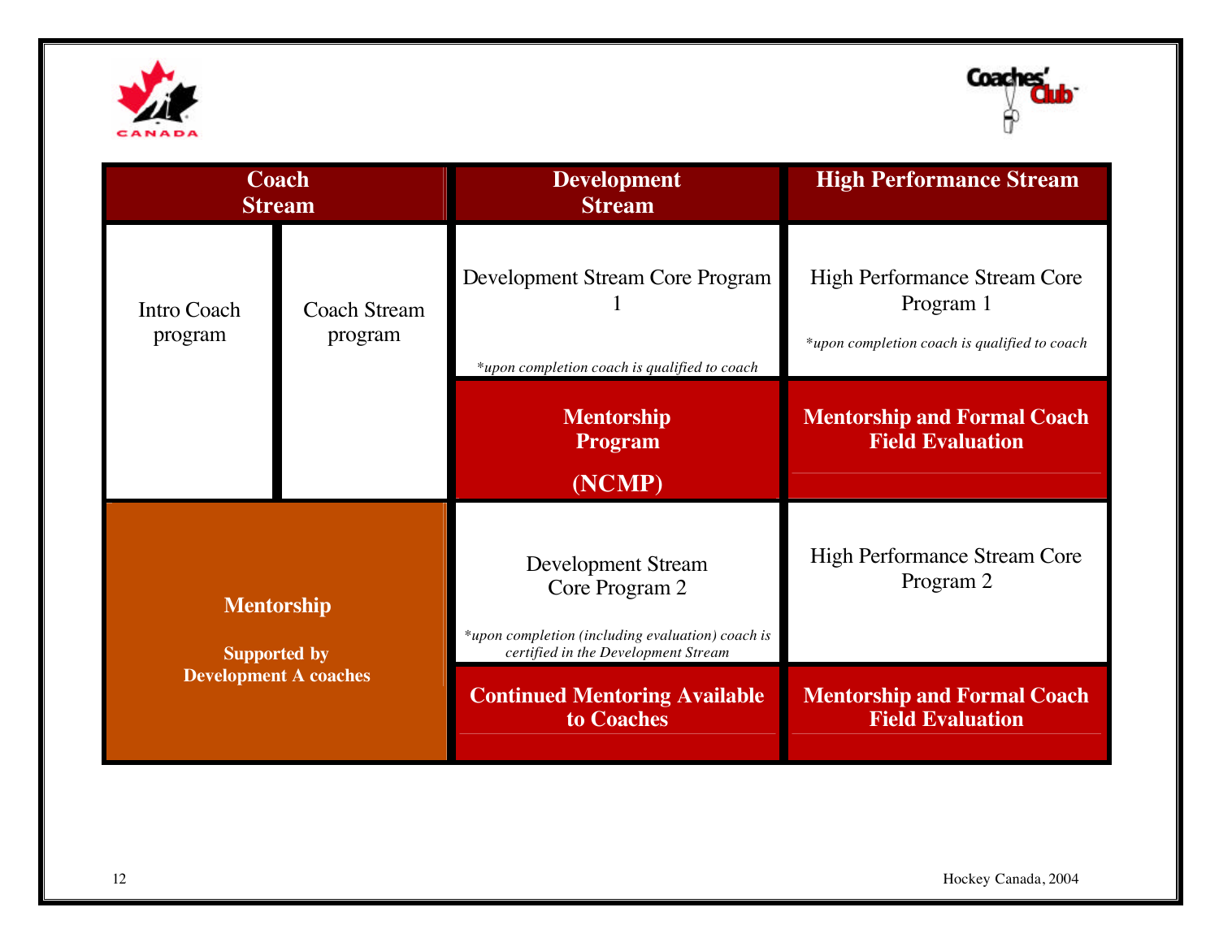| Coach Stream | | Development Stream | High Performance Stream |
| --- | --- | --- | --- |
| Intro Coach program | Coach Stream program | Development Stream Core Program 1<br>*upon completion coach is qualified to coach* | High Performance Stream Core Program 1<br>*upon completion coach is qualified to coach* |
| | | **Mentorship Program (NCMP)** | **Mentorship and Formal Coach Field Evaluation** |
| **Mentorship**<br>**Supported by Development A coaches** | | Development Stream Core Program 2<br>*upon completion (including evaluation) coach is certified in the Development Stream* | High Performance Stream Core Program 2 |
| | | **Continued Mentoring Available to Coaches** | **Mentorship and Formal Coach Field Evaluation** |

Hockey Canada, 2004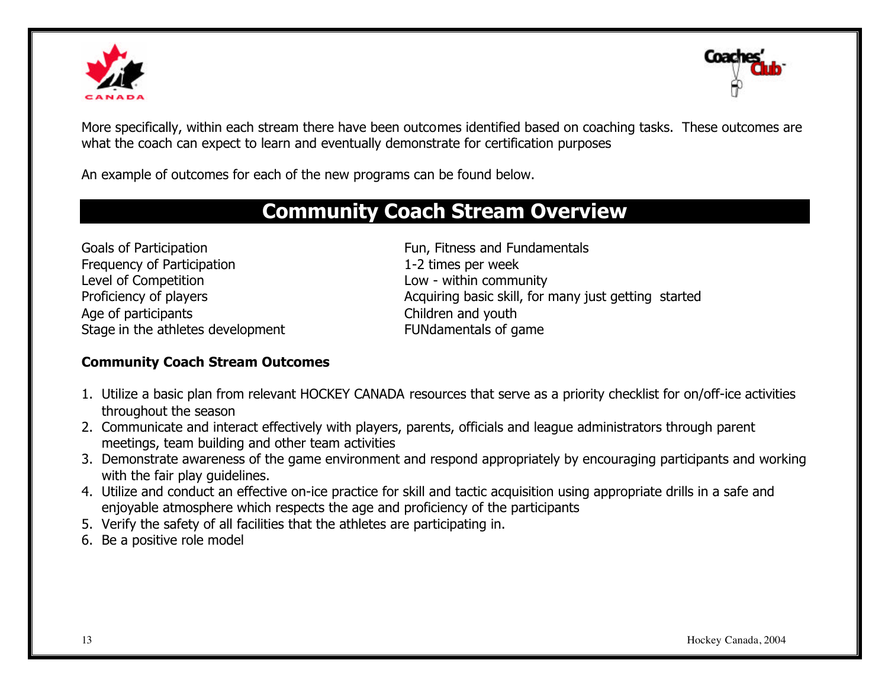More specifically, within each stream there have been outcomes identified based on coaching tasks. These outcomes are what the coach can expect to learn and eventually demonstrate for certification purposes

An example of outcomes for each of the new programs can be found below.

## Community Coach Stream Overview

| | |
|---|---|
| Goals of Participation | Fun, Fitness and Fundamentals |
| Frequency of Participation | 1-2 times per week |
| Level of Competition | Low - within community |
| Proficiency of players | Acquiring basic skill, for many just getting started |
| Age of participants | Children and youth |
| Stage in the athletes development | FUNdamentals of game |

**Community Coach Stream Outcomes**

1. Utilize a basic plan from relevant HOCKEY CANADA resources that serve as a priority checklist for on/off-ice activities throughout the season
2. Communicate and interact effectively with players, parents, officials and league administrators through parent meetings, team building and other team activities
3. Demonstrate awareness of the game environment and respond appropriately by encouraging participants and working with the fair play guidelines.
4. Utilize and conduct an effective on-ice practice for skill and tactic acquisition using appropriate drills in a safe and enjoyable atmosphere which respects the age and proficiency of the participants
5. Verify the safety of all facilities that the athletes are participating in.
6. Be a positive role model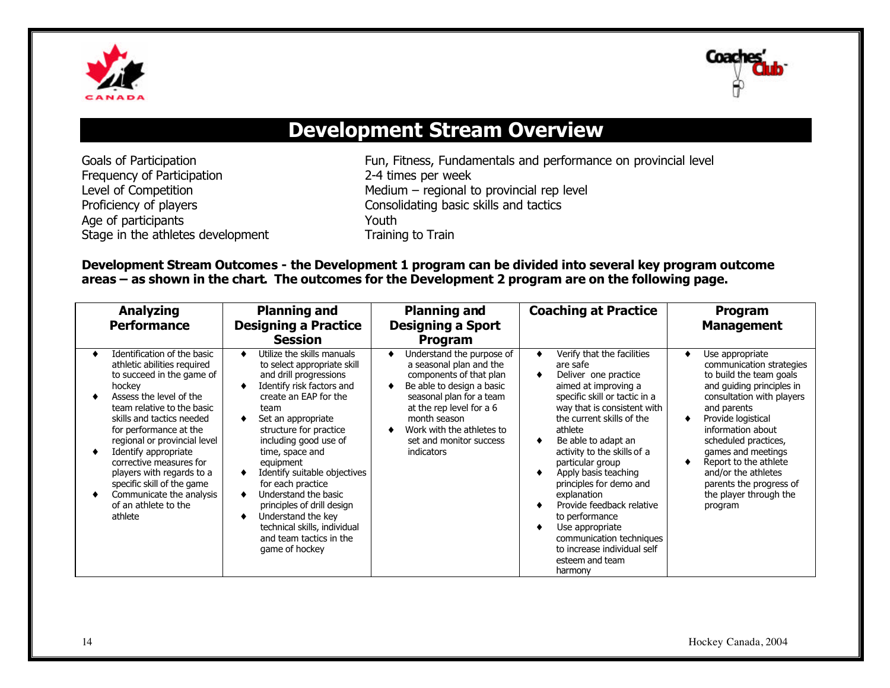# Development Stream Overview

| | |
|---|---|
| Goals of Participation | Fun, Fitness, Fundamentals and performance on provincial level |
| Frequency of Participation | 2-4 times per week |
| Level of Competition | Medium – regional to provincial rep level |
| Proficiency of players | Consolidating basic skills and tactics |
| Age of participants | Youth |
| Stage in the athletes development | Training to Train |

**Development Stream Outcomes - the Development 1 program can be divided into several key program outcome areas – as shown in the chart. The outcomes for the Development 2 program are on the following page.**

| Analyzing Performance | Planning and Designing a Practice Session | Planning and Designing a Sport Program | Coaching at Practice | Program Management |
|---|---|---|---|---|
| ♦ Identification of the basic athletic abilities required to succeed in the game of hockey<br>♦ Assess the level of the team relative to the basic skills and tactics needed for performance at the regional or provincial level<br>♦ Identify appropriate corrective measures for players with regards to a specific skill of the game<br>♦ Communicate the analysis of an athlete to the athlete | ♦ Utilize the skills manuals to select appropriate skill and drill progressions<br>♦ Identify risk factors and create an EAP for the team<br>♦ Set an appropriate structure for practice including good use of time, space and equipment<br>♦ Identify suitable objectives for each practice<br>♦ Understand the basic principles of drill design<br>♦ Understand the key technical skills, individual and team tactics in the game of hockey | ♦ Understand the purpose of a seasonal plan and the components of that plan<br>♦ Be able to design a basic seasonal plan for a team at the rep level for a 6 month season<br>♦ Work with the athletes to set and monitor success indicators | ♦ Verify that the facilities are safe<br>♦ Deliver one practice aimed at improving a specific skill or tactic in a way that is consistent with the current skills of the athlete<br>♦ Be able to adapt an activity to the skills of a particular group<br>♦ Apply basis teaching principles for demo and explanation<br>♦ Provide feedback relative to performance<br>♦ Use appropriate communication techniques to increase individual self esteem and team harmony | ♦ Use appropriate communication strategies to build the team goals and guiding principles in consultation with players and parents<br>♦ Provide logistical information about scheduled practices, games and meetings<br>♦ Report to the athlete and/or the athletes parents the progress of the player through the program |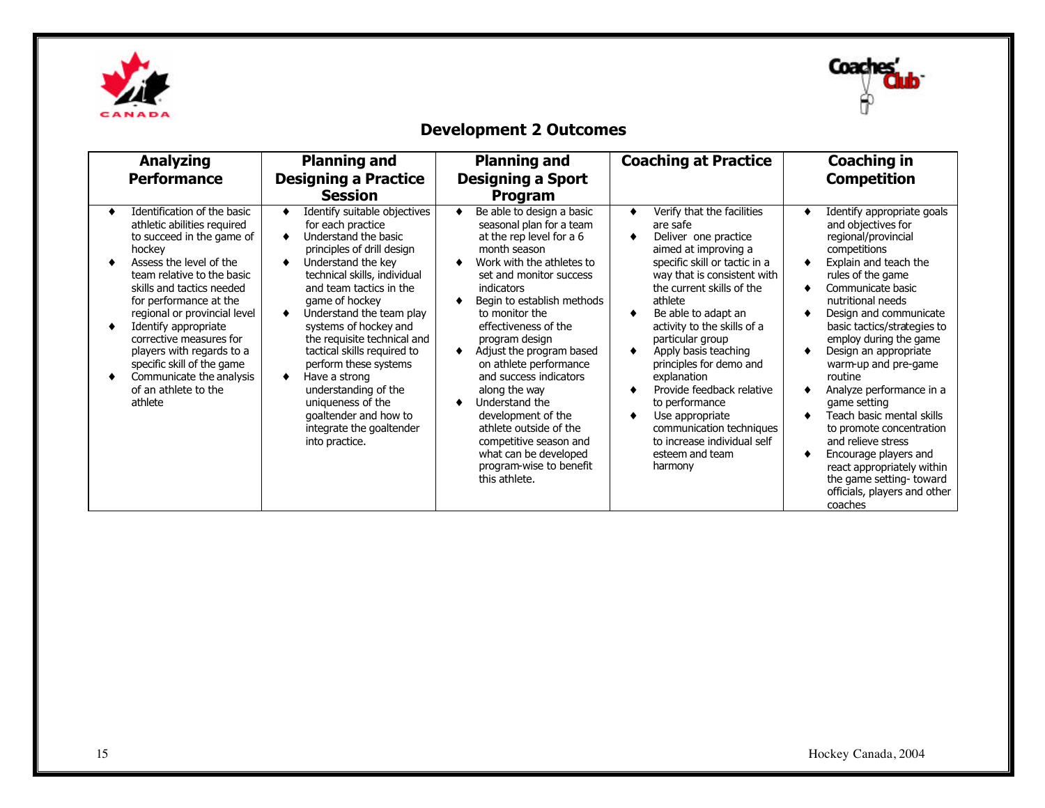## Development 2 Outcomes

| Analyzing Performance | Planning and Designing a Practice Session | Planning and Designing a Sport Program | Coaching at Practice | Coaching in Competition |
|---|---|---|---|---|
| ♦ Identification of the basic athletic abilities required to succeed in the game of hockey<br>♦ Assess the level of the team relative to the basic skills and tactics needed for performance at the regional or provincial level<br>♦ Identify appropriate corrective measures for players with regards to a specific skill of the game<br>♦ Communicate the analysis of an athlete to the athlete | ♦ Identify suitable objectives for each practice<br>♦ Understand the basic principles of drill design<br>♦ Understand the key technical skills, individual and team tactics in the game of hockey<br>♦ Understand the team play systems of hockey and the requisite technical and tactical skills required to perform these systems<br>♦ Have a strong understanding of the uniqueness of the goaltender and how to integrate the goaltender into practice. | ♦ Be able to design a basic seasonal plan for a team at the rep level for a 6 month season<br>♦ Work with the athletes to set and monitor success indicators<br>♦ Begin to establish methods to monitor the effectiveness of the program design<br>♦ Adjust the program based on athlete performance and success indicators along the way<br>♦ Understand the development of the athlete outside of the competitive season and what can be developed program-wise to benefit this athlete. | ♦ Verify that the facilities are safe<br>♦ Deliver one practice aimed at improving a specific skill or tactic in a way that is consistent with the current skills of the athlete<br>♦ Be able to adapt an activity to the skills of a particular group<br>♦ Apply basis teaching principles for demo and explanation<br>♦ Provide feedback relative to performance<br>♦ Use appropriate communication techniques to increase individual self esteem and team harmony | ♦ Identify appropriate goals and objectives for regional/provincial competitions<br>♦ Explain and teach the rules of the game<br>♦ Communicate basic nutritional needs<br>♦ Design and communicate basic tactics/strategies to employ during the game<br>♦ Design an appropriate warm-up and pre-game routine<br>♦ Analyze performance in a game setting<br>♦ Teach basic mental skills to promote concentration and relieve stress<br>♦ Encourage players and react appropriately within the game setting- toward officials, players and other coaches |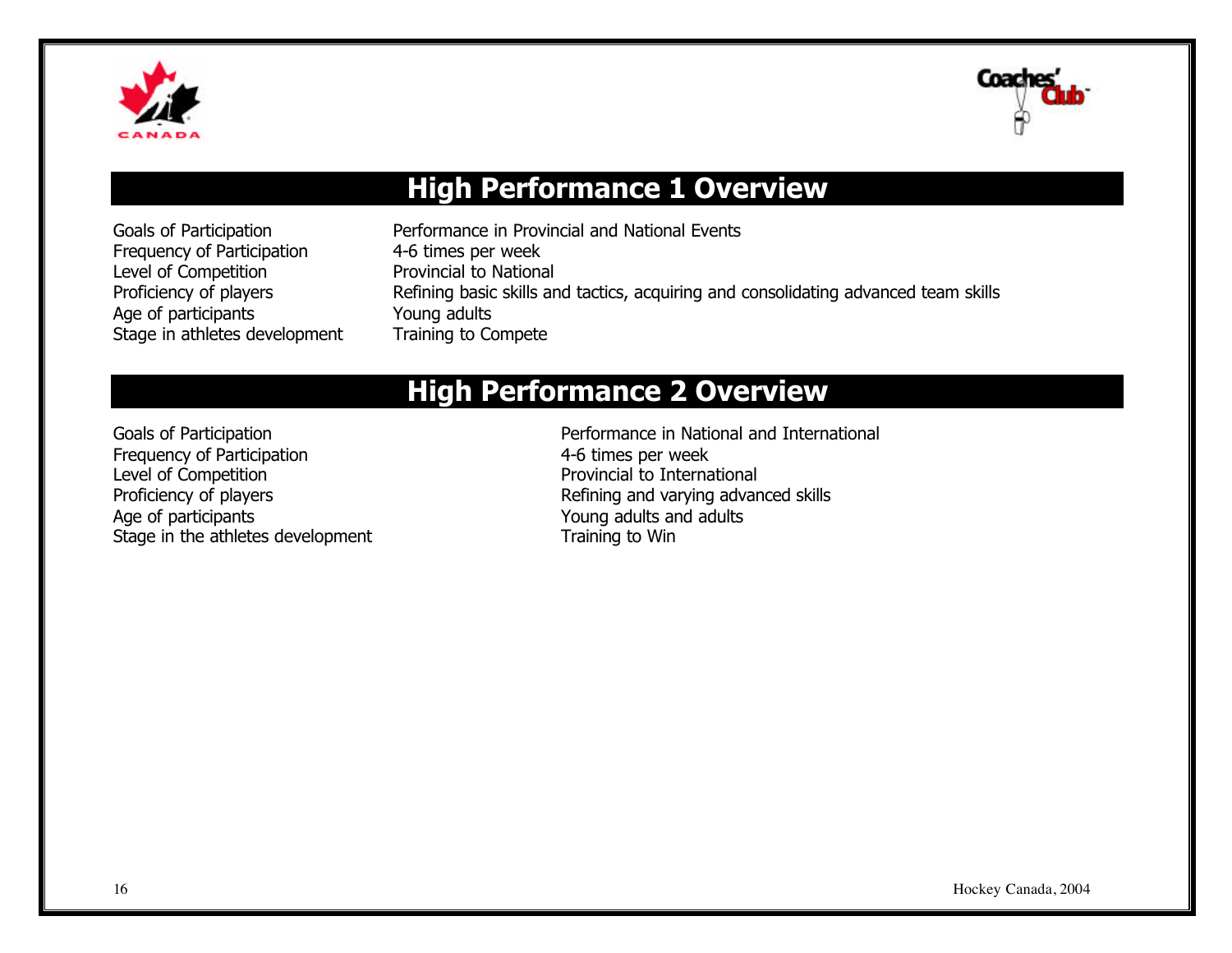## High Performance 1 Overview

| | |
|---|---|
| Goals of Participation | Performance in Provincial and National Events |
| Frequency of Participation | 4-6 times per week |
| Level of Competition | Provincial to National |
| Proficiency of players | Refining basic skills and tactics, acquiring and consolidating advanced team skills |
| Age of participants | Young adults |
| Stage in athletes development | Training to Compete |

## High Performance 2 Overview

| | |
|---|---|
| Goals of Participation | Performance in National and International |
| Frequency of Participation | 4-6 times per week |
| Level of Competition | Provincial to International |
| Proficiency of players | Refining and varying advanced skills |
| Age of participants | Young adults and adults |
| Stage in the athletes development | Training to Win |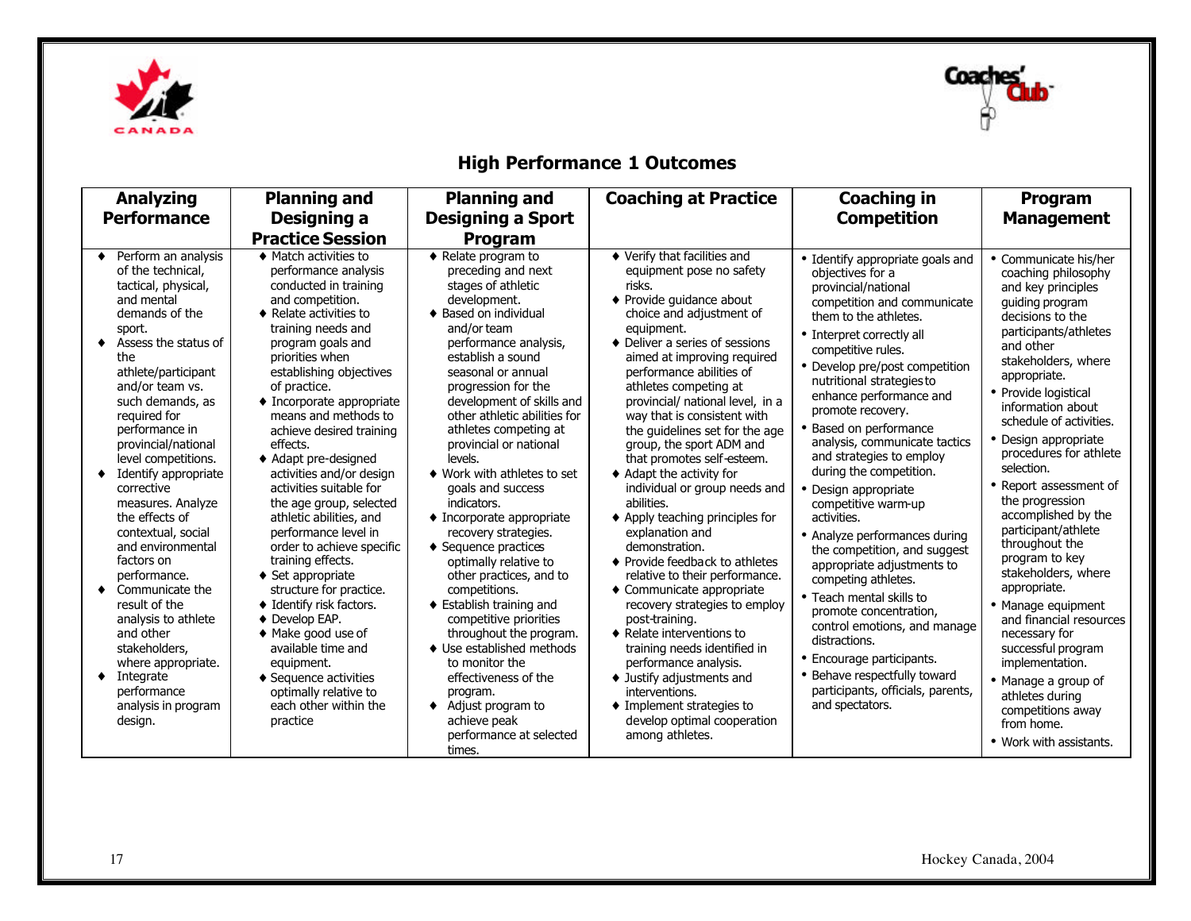## High Performance 1 Outcomes

| Analyzing Performance | Planning and Designing a Practice Session | Planning and Designing a Sport Program | Coaching at Practice | Coaching in Competition | Program Management |
|---|---|---|---|---|---|
| ♦ Perform an analysis of the technical, tactical, physical, and mental demands of the sport.<br>♦ Assess the status of the athlete/participant and/or team vs. such demands, as required for performance in provincial/national level competitions.<br>♦ Identify appropriate corrective measures. Analyze the effects of contextual, social and environmental factors on performance.<br>♦ Communicate the result of the analysis to athlete and other stakeholders, where appropriate.<br>♦ Integrate performance analysis in program design. | ♦ Match activities to performance analysis conducted in training and competition.<br>♦ Relate activities to training needs and program goals and priorities when establishing objectives of practice.<br>♦ Incorporate appropriate means and methods to achieve desired training effects.<br>♦ Adapt pre-designed activities and/or design activities suitable for the age group, selected athletic abilities, and performance level in order to achieve specific training effects.<br>♦ Set appropriate structure for practice.<br>♦ Identify risk factors.<br>♦ Develop EAP.<br>♦ Make good use of available time and equipment.<br>♦ Sequence activities optimally relative to each other within the practice | ♦ Relate program to preceding and next stages of athletic development.<br>♦ Based on individual and/or team performance analysis, establish a sound seasonal or annual progression for the development of skills and other athletic abilities for athletes competing at provincial or national levels.<br>♦ Work with athletes to set goals and success indicators.<br>♦ Incorporate appropriate recovery strategies.<br>♦ Sequence practices optimally relative to other practices, and to competitions.<br>♦ Establish training and competitive priorities throughout the program.<br>♦ Use established methods to monitor the effectiveness of the program.<br>♦ Adjust program to achieve peak performance at selected times. | ♦ Verify that facilities and equipment pose no safety risks.<br>♦ Provide guidance about choice and adjustment of equipment.<br>♦ Deliver a series of sessions aimed at improving required performance abilities of athletes competing at provincial/ national level, in a way that is consistent with the guidelines set for the age group, the sport ADM and that promotes self-esteem.<br>♦ Adapt the activity for individual or group needs and abilities.<br>♦ Apply teaching principles for explanation and demonstration.<br>♦ Provide feedback to athletes relative to their performance.<br>♦ Communicate appropriate recovery strategies to employ post-training.<br>♦ Relate interventions to training needs identified in performance analysis.<br>♦ Justify adjustments and interventions.<br>♦ Implement strategies to develop optimal cooperation among athletes. | • Identify appropriate goals and objectives for a provincial/national competition and communicate them to the athletes.<br>• Interpret correctly all competitive rules.<br>• Develop pre/post competition nutritional strategies to enhance performance and promote recovery.<br>• Based on performance analysis, communicate tactics and strategies to employ during the competition.<br>• Design appropriate competitive warm-up activities.<br>• Analyze performances during the competition, and suggest appropriate adjustments to competing athletes.<br>• Teach mental skills to promote concentration, control emotions, and manage distractions.<br>• Encourage participants.<br>• Behave respectfully toward participants, officials, parents, and spectators. | • Communicate his/her coaching philosophy and key principles guiding program decisions to the participants/athletes and other stakeholders, where appropriate.<br>• Provide logistical information about schedule of activities.<br>• Design appropriate procedures for athlete selection.<br>• Report assessment of the progression accomplished by the participant/athlete throughout the program to key stakeholders, where appropriate.<br>• Manage equipment and financial resources necessary for successful program implementation.<br>• Manage a group of athletes during competitions away from home.<br>• Work with assistants. |

Hockey Canada, 2004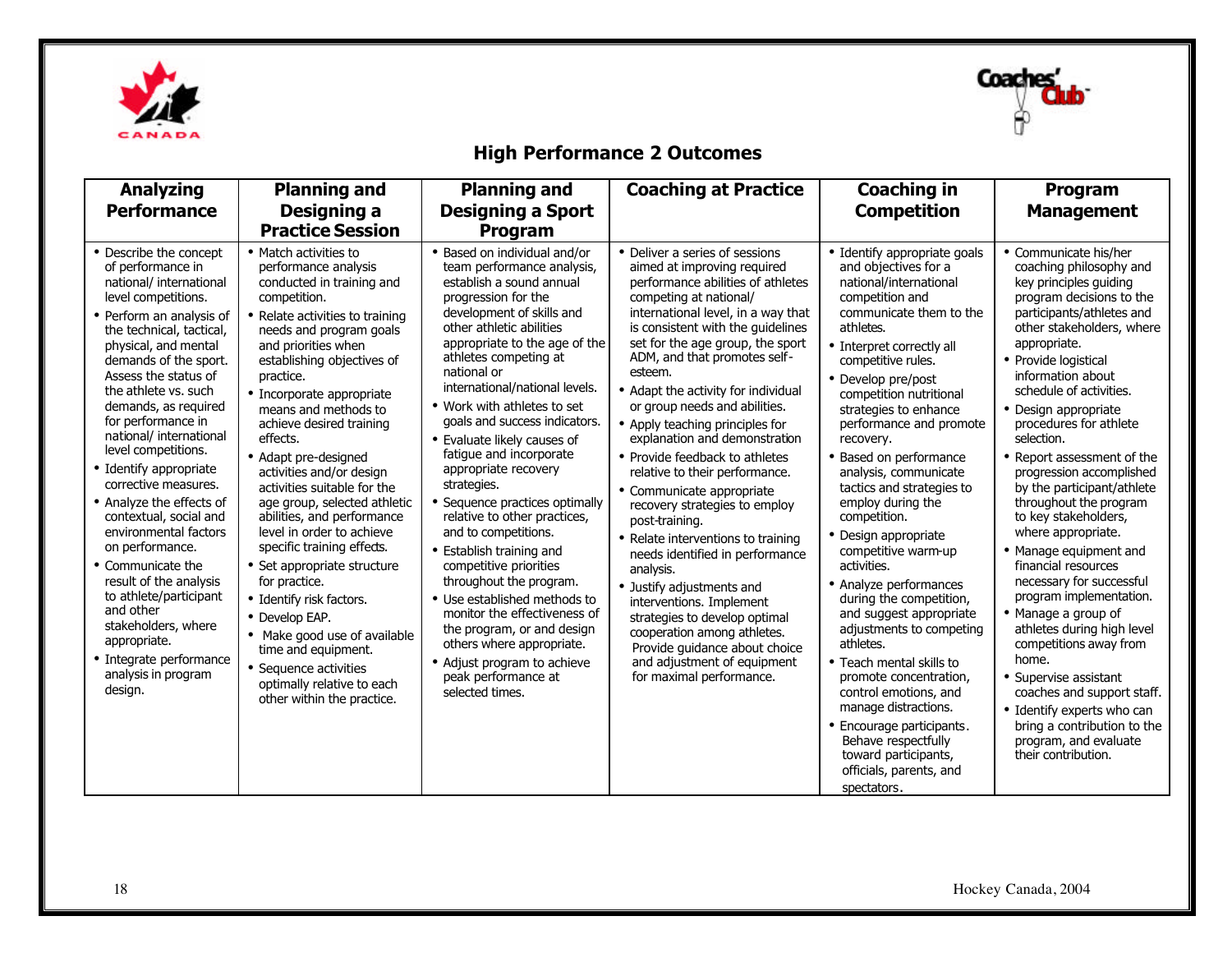# High Performance 2 Outcomes

| Analyzing Performance | Planning and Designing a Practice Session | Planning and Designing a Sport Program | Coaching at Practice | Coaching in Competition | Program Management |
|---|---|---|---|---|---|
| • Describe the concept of performance in national/ international level competitions.<br>• Perform an analysis of the technical, tactical, physical, and mental demands of the sport. Assess the status of the athlete vs. such demands, as required for performance in national/ international level competitions.<br>• Identify appropriate corrective measures.<br>• Analyze the effects of contextual, social and environmental factors on performance.<br>• Communicate the result of the analysis to athlete/participant and other stakeholders, where appropriate.<br>• Integrate performance analysis in program design. | • Match activities to performance analysis conducted in training and competition.<br>• Relate activities to training needs and program goals and priorities when establishing objectives of practice.<br>• Incorporate appropriate means and methods to achieve desired training effects.<br>• Adapt pre-designed activities and/or design activities suitable for the age group, selected athletic abilities, and performance level in order to achieve specific training effects.<br>• Set appropriate structure for practice.<br>• Identify risk factors.<br>• Develop EAP.<br>• Make good use of available time and equipment.<br>• Sequence activities optimally relative to each other within the practice. | • Based on individual and/or team performance analysis, establish a sound annual progression for the development of skills and other athletic abilities appropriate to the age of the athletes competing at national or international/national levels.<br>• Work with athletes to set goals and success indicators.<br>• Evaluate likely causes of fatigue and incorporate appropriate recovery strategies.<br>• Sequence practices optimally relative to other practices, and to competitions.<br>• Establish training and competitive priorities throughout the program.<br>• Use established methods to monitor the effectiveness of the program, or and design others where appropriate.<br>• Adjust program to achieve peak performance at selected times. | • Deliver a series of sessions aimed at improving required performance abilities of athletes competing at national/ international level, in a way that is consistent with the guidelines set for the age group, the sport ADM, and that promotes self-esteem.<br>• Adapt the activity for individual or group needs and abilities.<br>• Apply teaching principles for explanation and demonstration<br>• Provide feedback to athletes relative to their performance.<br>• Communicate appropriate recovery strategies to employ post-training.<br>• Relate interventions to training needs identified in performance analysis.<br>• Justify adjustments and interventions. Implement strategies to develop optimal cooperation among athletes. Provide guidance about choice and adjustment of equipment for maximal performance. | • Identify appropriate goals and objectives for a national/international competition and communicate them to the athletes.<br>• Interpret correctly all competitive rules.<br>• Develop pre/post competition nutritional strategies to enhance performance and promote recovery.<br>• Based on performance analysis, communicate tactics and strategies to employ during the competition.<br>• Design appropriate competitive warm-up activities.<br>• Analyze performances during the competition, and suggest appropriate adjustments to competing athletes.<br>• Teach mental skills to promote concentration, control emotions, and manage distractions.<br>• Encourage participants. Behave respectfully toward participants, officials, parents, and spectators. | • Communicate his/her coaching philosophy and key principles guiding program decisions to the participants/athletes and other stakeholders, where appropriate.<br>• Provide logistical information about schedule of activities.<br>• Design appropriate procedures for athlete selection.<br>• Report assessment of the progression accomplished by the participant/athlete throughout the program to key stakeholders, where appropriate.<br>• Manage equipment and financial resources necessary for successful program implementation.<br>• Manage a group of athletes during high level competitions away from home.<br>• Supervise assistant coaches and support staff.<br>• Identify experts who can bring a contribution to the program, and evaluate their contribution. |

Hockey Canada, 2004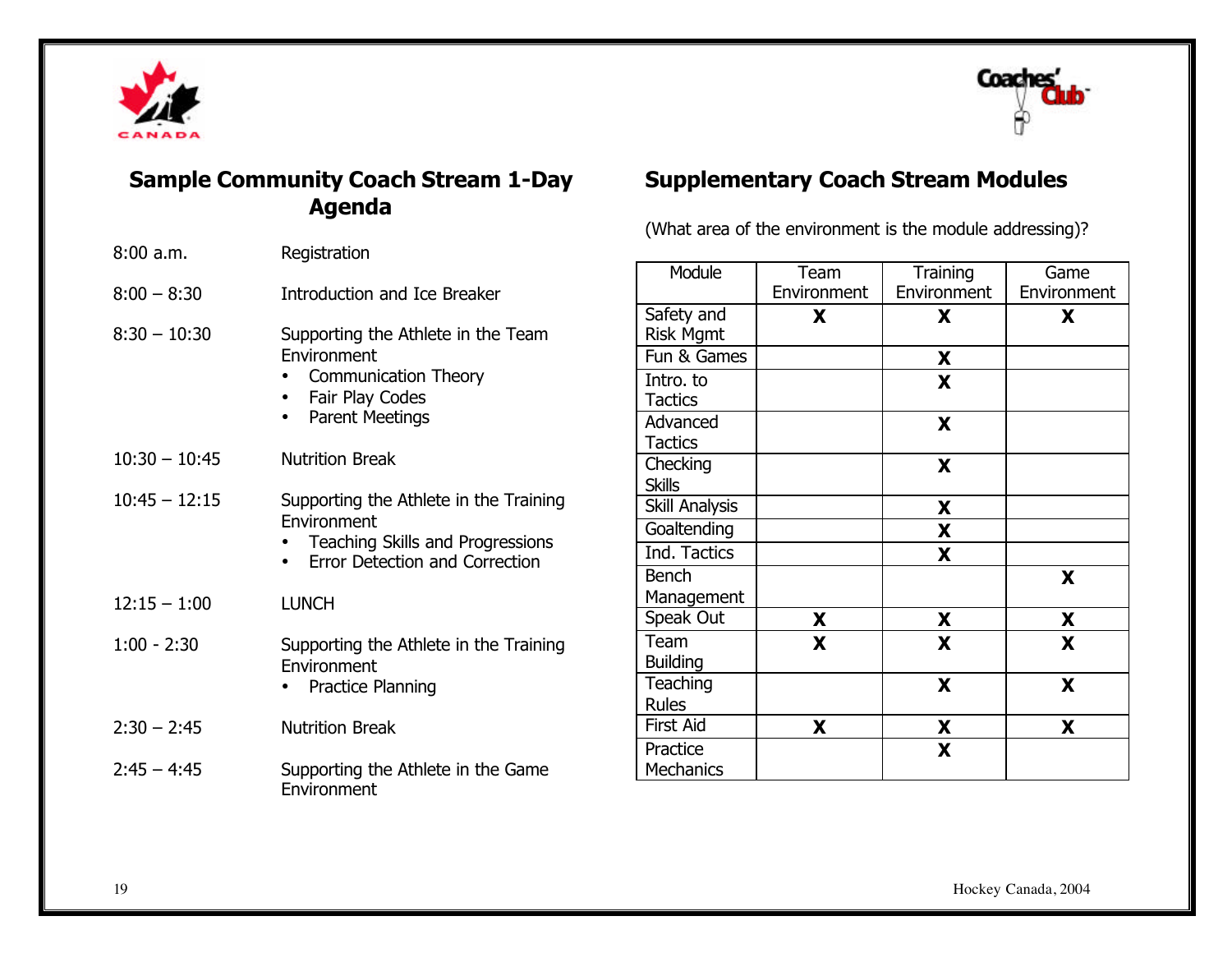## Sample Community Coach Stream 1-Day Agenda

| | |
|---|---|
| 8:00 a.m. | Registration |
| 8:00 – 8:30 | Introduction and Ice Breaker |
| 8:30 – 10:30 | Supporting the Athlete in the Team Environment<br>• Communication Theory<br>• Fair Play Codes<br>• Parent Meetings |
| 10:30 – 10:45 | Nutrition Break |
| 10:45 – 12:15 | Supporting the Athlete in the Training Environment<br>• Teaching Skills and Progressions<br>• Error Detection and Correction |
| 12:15 – 1:00 | LUNCH |
| 1:00 - 2:30 | Supporting the Athlete in the Training Environment<br>• Practice Planning |
| 2:30 – 2:45 | Nutrition Break |
| 2:45 – 4:45 | Supporting the Athlete in the Game Environment |

## Supplementary Coach Stream Modules

(What area of the environment is the module addressing)?

| Module | Team Environment | Training Environment | Game Environment |
|---|---|---|---|
| Safety and Risk Mgmt | X | X | X |
| Fun & Games | | X | |
| Intro. to Tactics | | X | |
| Advanced Tactics | | X | |
| Checking Skills | | X | |
| Skill Analysis | | X | |
| Goaltending | | X | |
| Ind. Tactics | | X | |
| Bench Management | | | X |
| Speak Out | X | X | X |
| Team Building | X | X | X |
| Teaching Rules | | X | X |
| First Aid | X | X | X |
| Practice Mechanics | | X | |

Hockey Canada, 2004